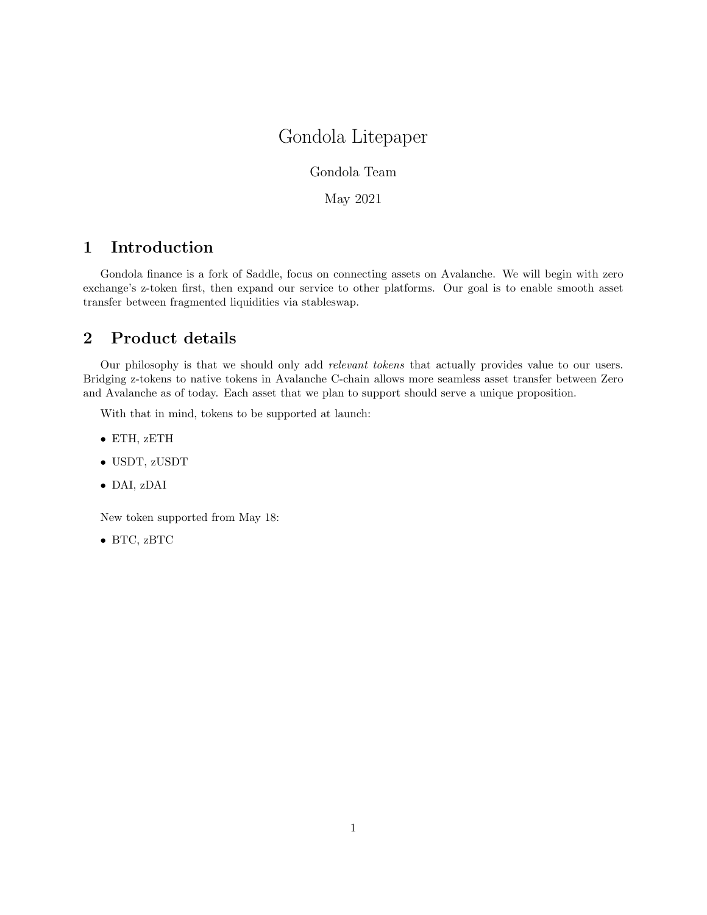# Gondola Litepaper

Gondola Team

May 2021

## 1 Introduction

Gondola finance is a fork of Saddle, focus on connecting assets on Avalanche. We will begin with zero exchange's z-token first, then expand our service to other platforms. Our goal is to enable smooth asset transfer between fragmented liquidities via stableswap.

## 2 Product details

Our philosophy is that we should only add *relevant tokens* that actually provides value to our users. Bridging z-tokens to native tokens in Avalanche C-chain allows more seamless asset transfer between Zero and Avalanche as of today. Each asset that we plan to support should serve a unique proposition.

With that in mind, tokens to be supported at launch:

- ETH, zETH
- USDT, zUSDT
- DAI, zDAI

New token supported from May 18:

- BTC, zBTC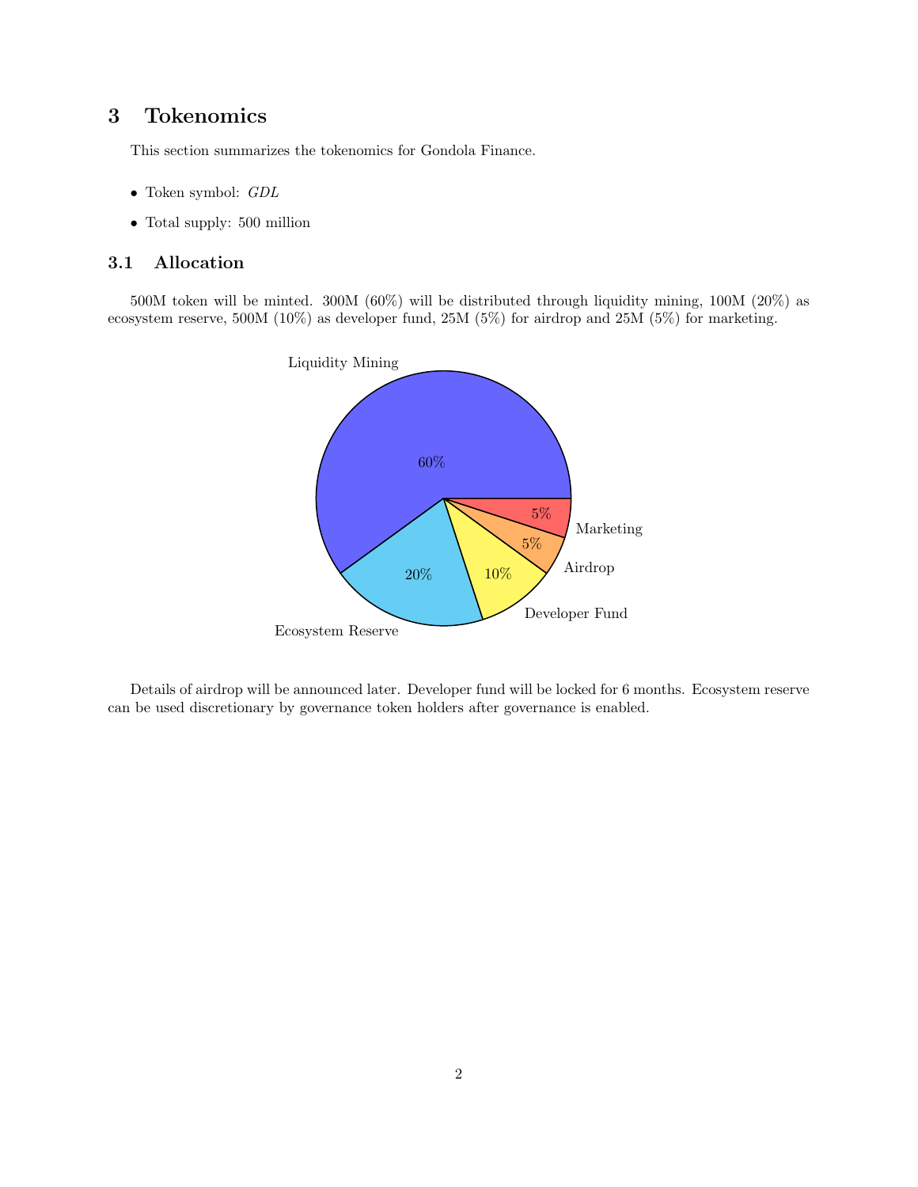# 3 Tokenomics

This section summarizes the tokenomics for Gondola Finance.

- Token symbol: *GDL*
- Total supply: 500 million

## 3.1 Allocation

500M token will be minted. 300M (60%) will be distributed through liquidity mining, 100M (20%) as ecosystem reserve, 500M (10%) as developer fund, 25M (5%) for airdrop and 25M (5%) for marketing.

Details of airdrop will be announced later. Developer fund will be locked for 6 months. Ecosystem reserve can be used discretionary by governance token holders after governance is enabled.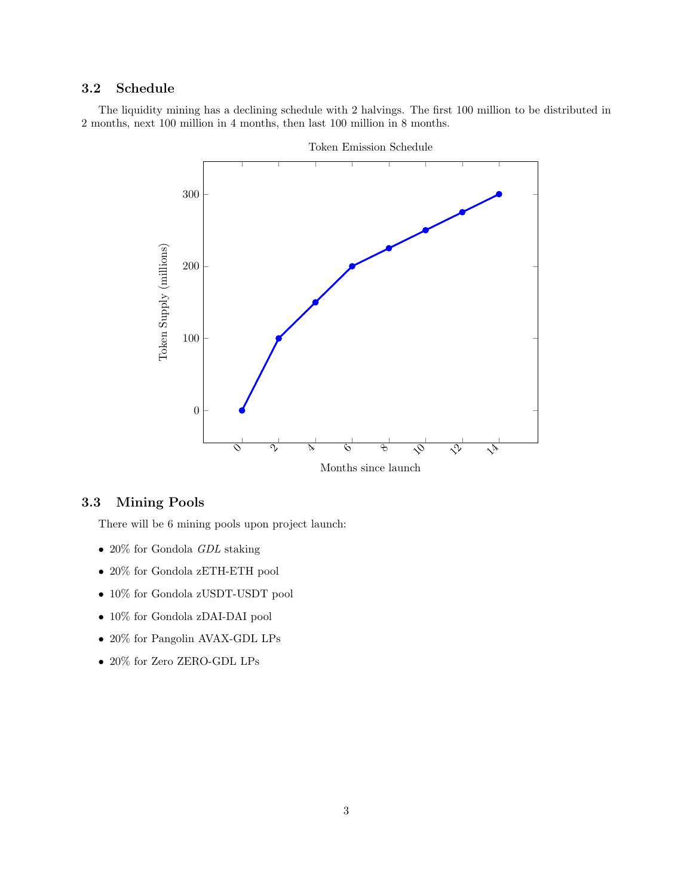### 3.2 Schedule

The liquidity mining has a declining schedule with 2 halvings. The first 100 million to be distributed in 2 months, next 100 million in 4 months, then last 100 million in 8 months.

### 3.3 Mining Pools

There will be 6 mining pools upon project launch:

- 20% for Gondola *GDL* staking
- 20% for Gondola zETH-ETH pool
- 10% for Gondola zUSDT-USDT pool
- 10% for Gondola zDAI-DAI pool
- 20% for Pangolin AVAX-GDL LPs
- 20% for Zero ZERO-GDL LPs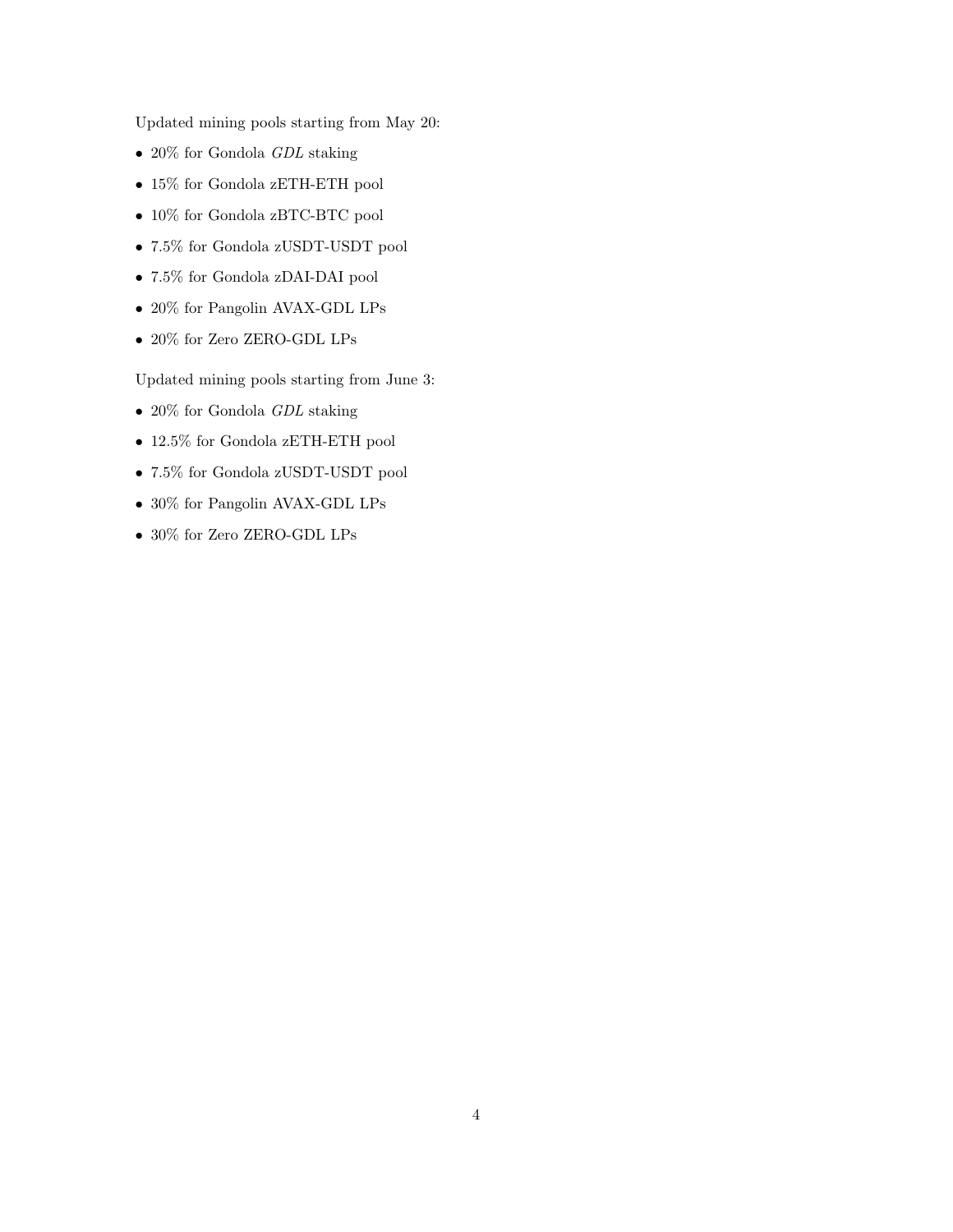Updated mining pools starting from May 20:

- 20% for Gondola *GDL* staking
- 15% for Gondola zETH-ETH pool
- 10% for Gondola zBTC-BTC pool
- 7.5% for Gondola zUSDT-USDT pool
- 7.5% for Gondola zDAI-DAI pool
- 20% for Pangolin AVAX-GDL LPs
- 20% for Zero ZERO-GDL LPs

Updated mining pools starting from June 3:

- 20% for Gondola *GDL* staking
- 12.5% for Gondola zETH-ETH pool
- 7.5% for Gondola zUSDT-USDT pool
- 30% for Pangolin AVAX-GDL LPs
- 30% for Zero ZERO-GDL LPs